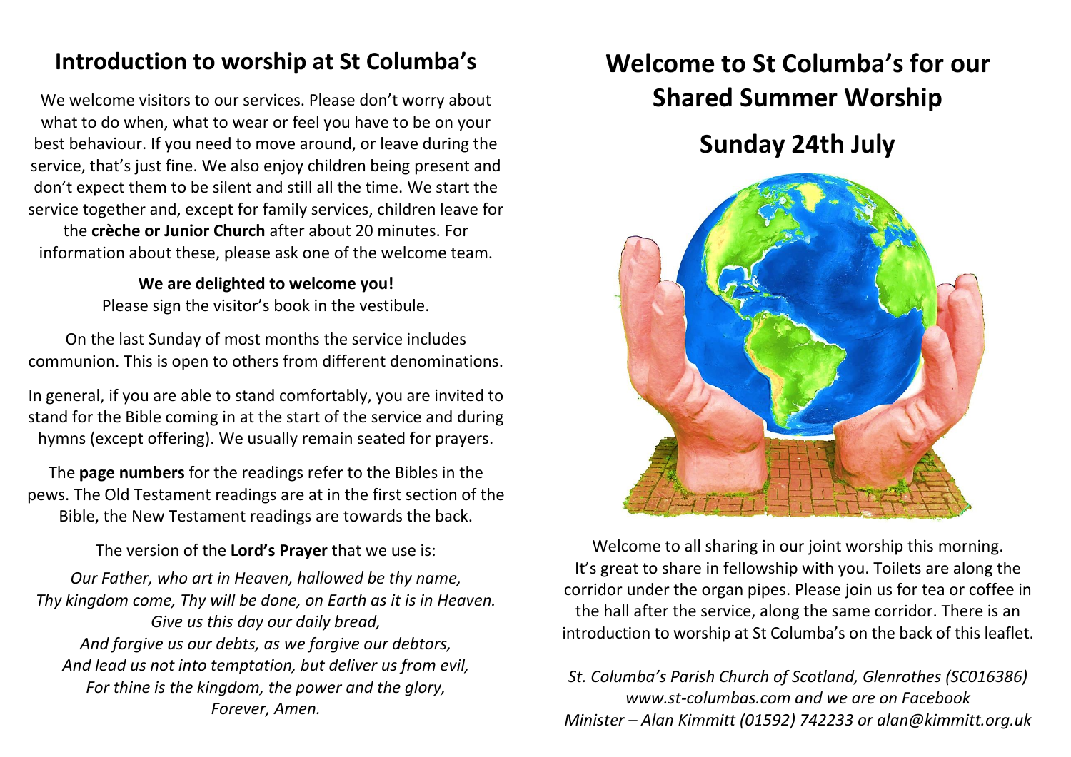## Introduction to worship at St Columba's

We welcome visitors to our services. Please don't worry about what to do when, what to wear or feel you have to be on your best behaviour. If you need to move around, or leave during the service, that's just fine. We also enjoy children being present and don't expect them to be silent and still all the time. We start the service together and, except for family services, children leave for the **crèche or Junior Church** after about 20 minutes. For information about these, please ask one of the welcome team.

**We are delighted to welcome you!**
Please sign the visitor's book in the vestibule.

On the last Sunday of most months the service includes communion. This is open to others from different denominations.

In general, if you are able to stand comfortably, you are invited to stand for the Bible coming in at the start of the service and during hymns (except offering). We usually remain seated for prayers.

The **page numbers** for the readings refer to the Bibles in the pews. The Old Testament readings are at in the first section of the Bible, the New Testament readings are towards the back.

The version of the **Lord's Prayer** that we use is:

*Our Father, who art in Heaven, hallowed be thy name,*
*Thy kingdom come, Thy will be done, on Earth as it is in Heaven.*
*Give us this day our daily bread,*
*And forgive us our debts, as we forgive our debtors,*
*And lead us not into temptation, but deliver us from evil,*
*For thine is the kingdom, the power and the glory,*
*Forever, Amen.*

# Welcome to St Columba's for our Shared Summer Worship

## Sunday 24th July

Welcome to all sharing in our joint worship this morning. It's great to share in fellowship with you. Toilets are along the corridor under the organ pipes. Please join us for tea or coffee in the hall after the service, along the same corridor. There is an introduction to worship at St Columba's on the back of this leaflet.

*St. Columba's Parish Church of Scotland, Glenrothes (SC016386)*
*www.st-columbas.com and we are on Facebook*
*Minister – Alan Kimmitt (01592) 742233 or alan@kimmitt.org.uk*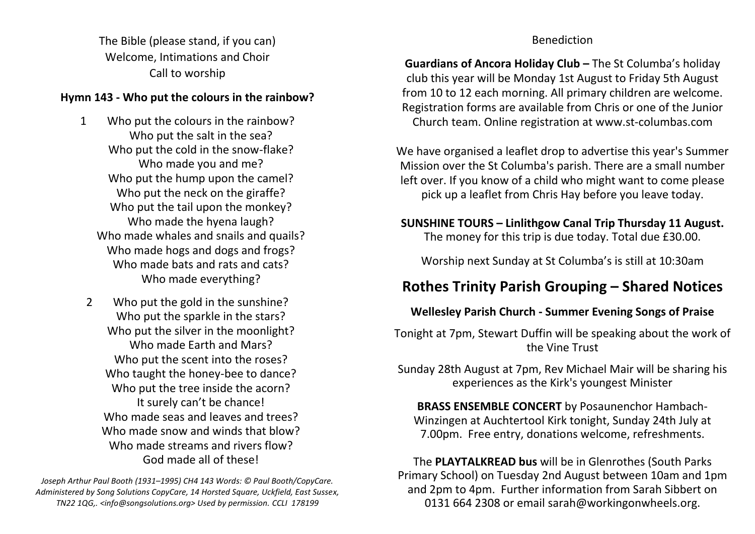The Bible (please stand, if you can)
Welcome, Intimations and Choir
Call to worship

**Hymn 143 - Who put the colours in the rainbow?**

1 Who put the colours in the rainbow?
Who put the salt in the sea?
Who put the cold in the snow-flake?
Who made you and me?
Who put the hump upon the camel?
Who put the neck on the giraffe?
Who put the tail upon the monkey?
Who made the hyena laugh?
Who made whales and snails and quails?
Who made hogs and dogs and frogs?
Who made bats and rats and cats?
Who made everything?

2 Who put the gold in the sunshine?
Who put the sparkle in the stars?
Who put the silver in the moonlight?
Who made Earth and Mars?
Who put the scent into the roses?
Who taught the honey-bee to dance?
Who put the tree inside the acorn?
It surely can't be chance!
Who made seas and leaves and trees?
Who made snow and winds that blow?
Who made streams and rivers flow?
God made all of these!

*Joseph Arthur Paul Booth (1931–1995) CH4 143 Words: © Paul Booth/CopyCare. Administered by Song Solutions CopyCare, 14 Horsted Square, Uckfield, East Sussex, TN22 1QG,. <info@songsolutions.org> Used by permission. CCLI 178199*

Benediction

**Guardians of Ancora Holiday Club –** The St Columba's holiday club this year will be Monday 1st August to Friday 5th August from 10 to 12 each morning. All primary children are welcome. Registration forms are available from Chris or one of the Junior Church team. Online registration at www.st-columbas.com

We have organised a leaflet drop to advertise this year's Summer Mission over the St Columba's parish. There are a small number left over. If you know of a child who might want to come please pick up a leaflet from Chris Hay before you leave today.

**SUNSHINE TOURS – Linlithgow Canal Trip Thursday 11 August.**
The money for this trip is due today. Total due £30.00.

Worship next Sunday at St Columba's is still at 10:30am

## Rothes Trinity Parish Grouping – Shared Notices

**Wellesley Parish Church - Summer Evening Songs of Praise**

Tonight at 7pm, Stewart Duffin will be speaking about the work of the Vine Trust

Sunday 28th August at 7pm, Rev Michael Mair will be sharing his experiences as the Kirk's youngest Minister

**BRASS ENSEMBLE CONCERT** by Posaunenchor Hambach-Winzingen at Auchtertool Kirk tonight, Sunday 24th July at 7.00pm. Free entry, donations welcome, refreshments.

The **PLAYTALKREAD bus** will be in Glenrothes (South Parks Primary School) on Tuesday 2nd August between 10am and 1pm and 2pm to 4pm. Further information from Sarah Sibbert on 0131 664 2308 or email sarah@workingonwheels.org.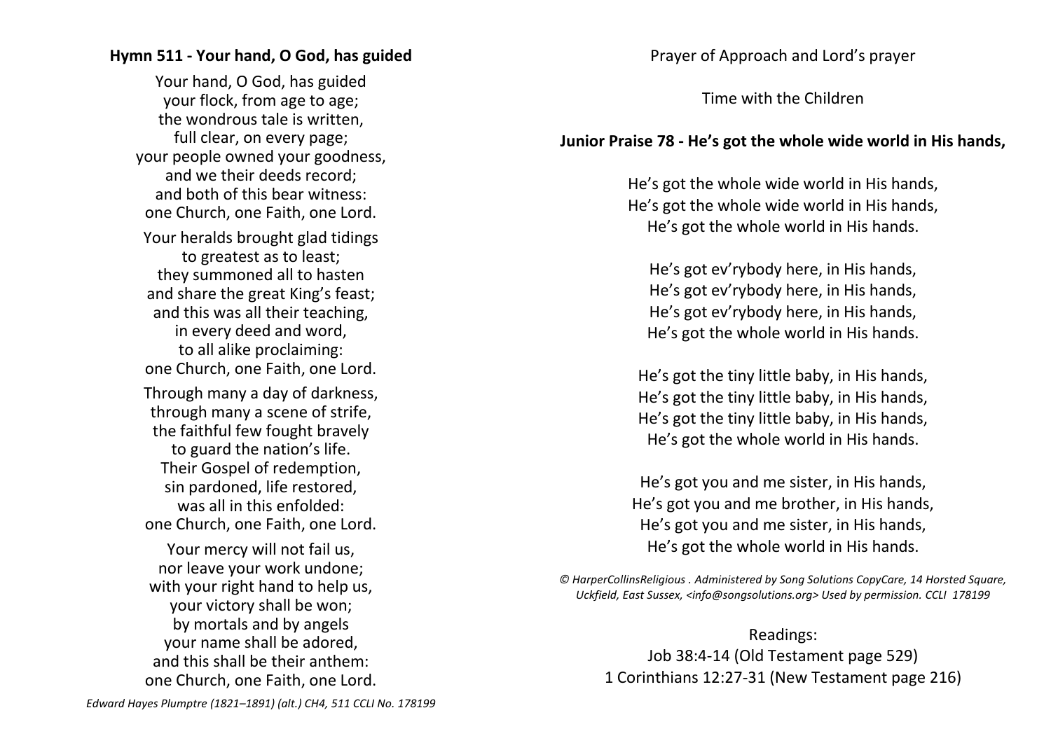**Hymn 511 - Your hand, O God, has guided**

Your hand, O God, has guided
your flock, from age to age;
the wondrous tale is written,
full clear, on every page;
your people owned your goodness,
and we their deeds record;
and both of this bear witness:
one Church, one Faith, one Lord.

Your heralds brought glad tidings
to greatest as to least;
they summoned all to hasten
and share the great King's feast;
and this was all their teaching,
in every deed and word,
to all alike proclaiming:
one Church, one Faith, one Lord.

Through many a day of darkness,
through many a scene of strife,
the faithful few fought bravely
to guard the nation's life.
Their Gospel of redemption,
sin pardoned, life restored,
was all in this enfolded:
one Church, one Faith, one Lord.

Your mercy will not fail us,
nor leave your work undone;
with your right hand to help us,
your victory shall be won;
by mortals and by angels
your name shall be adored,
and this shall be their anthem:
one Church, one Faith, one Lord.

*Edward Hayes Plumptre (1821–1891) (alt.) CH4, 511 CCLI No. 178199*

Prayer of Approach and Lord's prayer

Time with the Children

**Junior Praise 78 - He's got the whole wide world in His hands,**

He's got the whole wide world in His hands,
He's got the whole wide world in His hands,
He's got the whole world in His hands.

He's got ev'rybody here, in His hands,
He's got ev'rybody here, in His hands,
He's got ev'rybody here, in His hands,
He's got the whole world in His hands.

He's got the tiny little baby, in His hands,
He's got the tiny little baby, in His hands,
He's got the tiny little baby, in His hands,
He's got the whole world in His hands.

He's got you and me sister, in His hands,
He's got you and me brother, in His hands,
He's got you and me sister, in His hands,
He's got the whole world in His hands.

*© HarperCollinsReligious . Administered by Song Solutions CopyCare, 14 Horsted Square, Uckfield, East Sussex, <info@songsolutions.org> Used by permission. CCLI 178199*

Readings:
Job 38:4-14 (Old Testament page 529)
1 Corinthians 12:27-31 (New Testament page 216)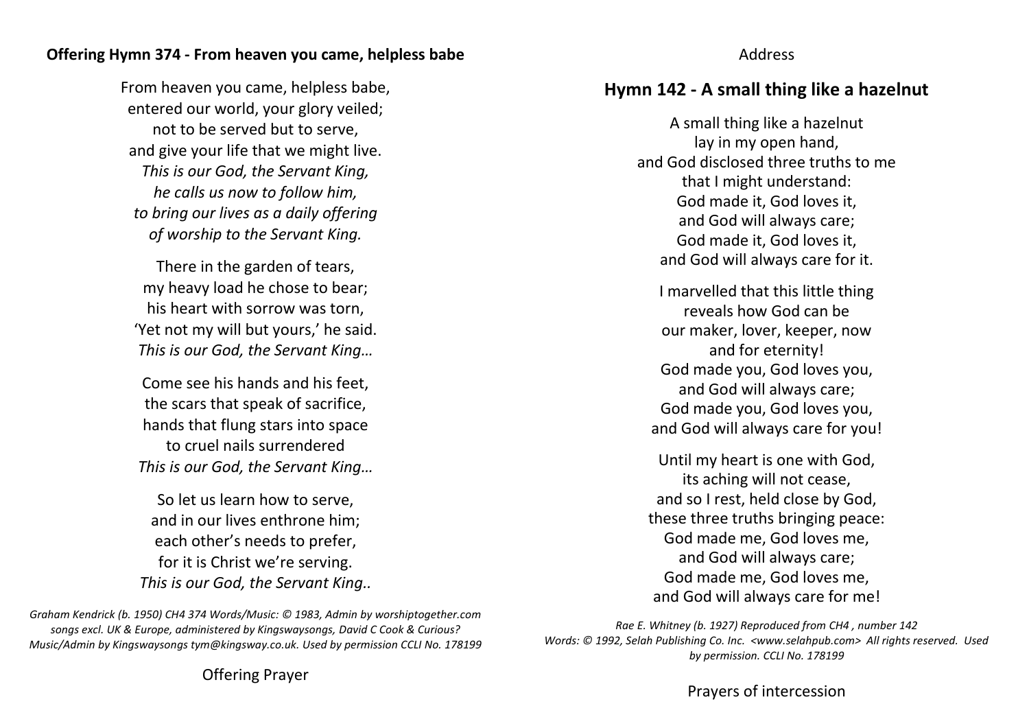**Offering Hymn 374 - From heaven you came, helpless babe**

From heaven you came, helpless babe,
entered our world, your glory veiled;
not to be served but to serve,
and give your life that we might live.
*This is our God, the Servant King,*
*he calls us now to follow him,*
*to bring our lives as a daily offering*
*of worship to the Servant King.*

There in the garden of tears,
my heavy load he chose to bear;
his heart with sorrow was torn,
'Yet not my will but yours,' he said.
*This is our God, the Servant King…*

Come see his hands and his feet,
the scars that speak of sacrifice,
hands that flung stars into space
to cruel nails surrendered
*This is our God, the Servant King…*

So let us learn how to serve,
and in our lives enthrone him;
each other's needs to prefer,
for it is Christ we're serving.
*This is our God, the Servant King..*

*Graham Kendrick (b. 1950) CH4 374 Words/Music: © 1983, Admin by worshiptogether.com songs excl. UK & Europe, administered by Kingswaysongs, David C Cook & Curious? Music/Admin by Kingswaysongs tym@kingsway.co.uk. Used by permission CCLI No. 178199*

Offering Prayer

Address

## Hymn 142 - A small thing like a hazelnut

A small thing like a hazelnut
lay in my open hand,
and God disclosed three truths to me
that I might understand:
God made it, God loves it,
and God will always care;
God made it, God loves it,
and God will always care for it.

I marvelled that this little thing
reveals how God can be
our maker, lover, keeper, now
and for eternity!
God made you, God loves you,
and God will always care;
God made you, God loves you,
and God will always care for you!

Until my heart is one with God,
its aching will not cease,
and so I rest, held close by God,
these three truths bringing peace:
God made me, God loves me,
and God will always care;
God made me, God loves me,
and God will always care for me!

*Rae E. Whitney (b. 1927) Reproduced from CH4 , number 142 Words: © 1992, Selah Publishing Co. Inc. <www.selahpub.com> All rights reserved. Used by permission. CCLI No. 178199*

Prayers of intercession